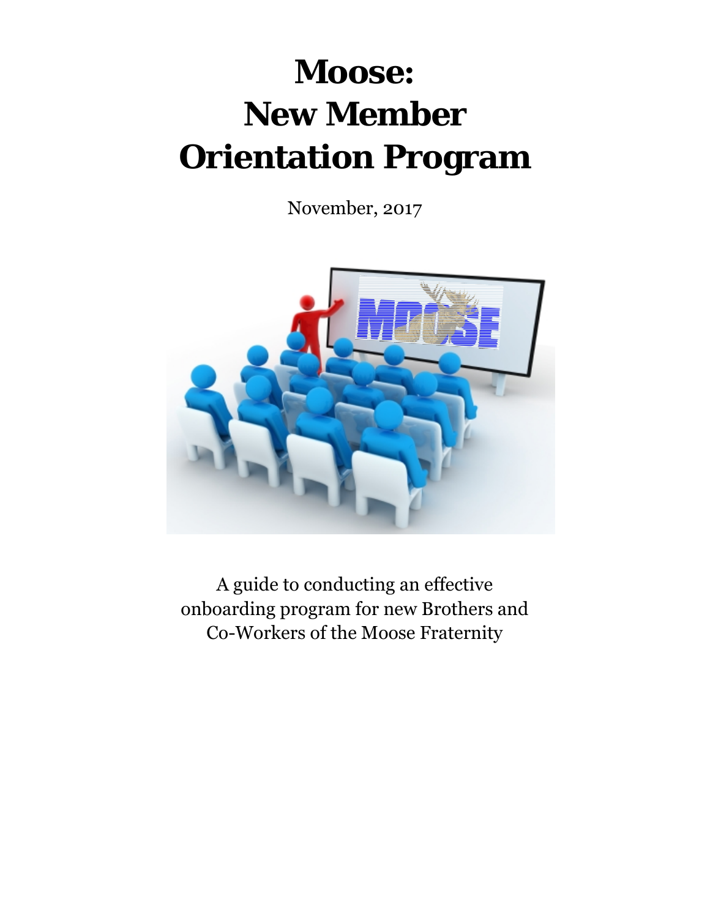# Moose: New Member Orientation Program

November, 2017

A guide to conducting an effective onboarding program for new Brothers and Co-Workers of the Moose Fraternity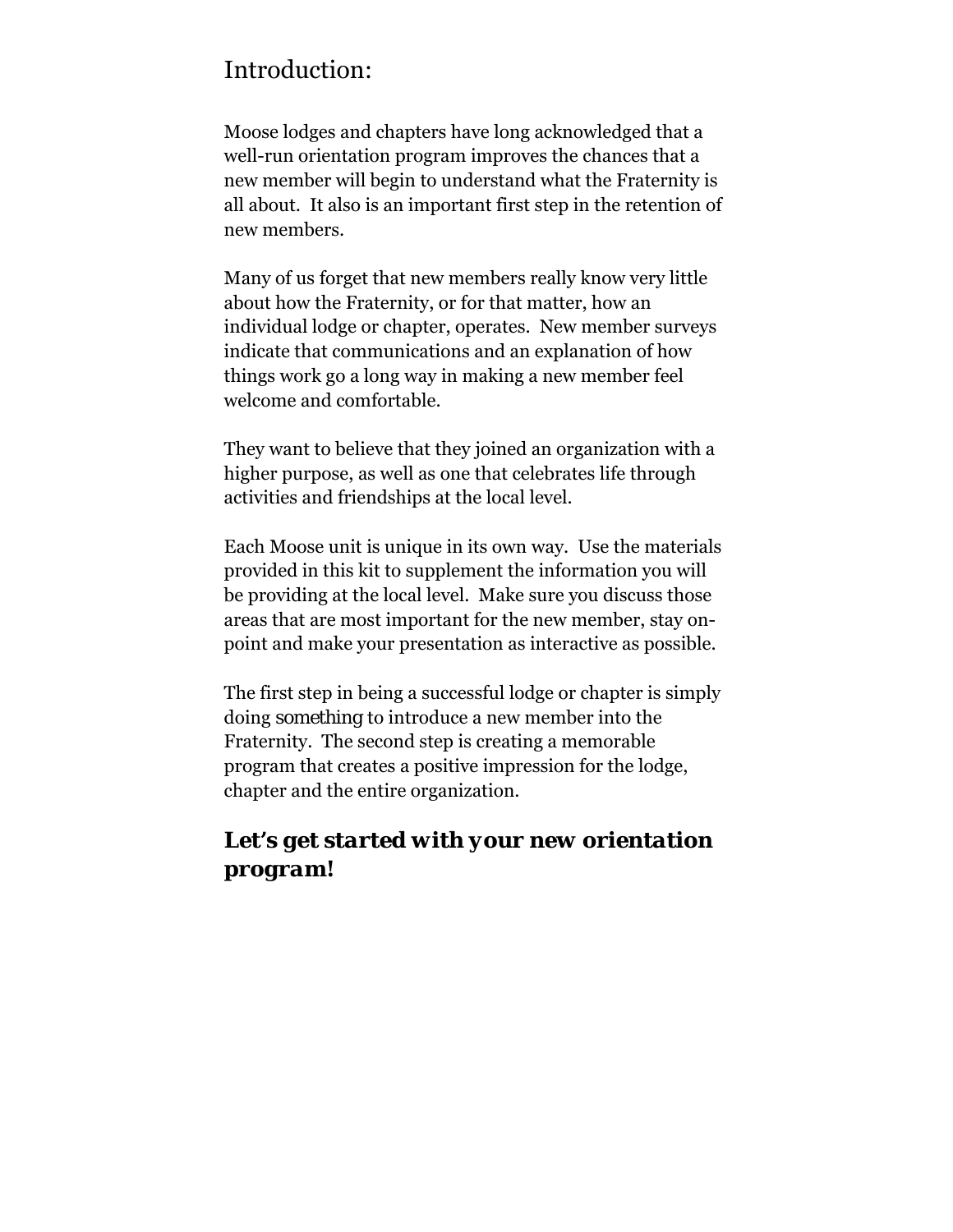# Introduction:

Moose lodges and chapters have long acknowledged that a well-run orientation program improves the chances that a new member will begin to understand what the Fraternity is all about. It also is an important first step in the retention of new members.

Many of us forget that new members really know very little about how the Fraternity, or for that matter, how an individual lodge or chapter, operates. New member surveys indicate that communications and an explanation of how things work go a long way in making a new member feel welcome and comfortable.

They want to believe that they joined an organization with a higher purpose, as well as one that celebrates life through activities and friendships at the local level.

Each Moose unit is unique in its own way. Use the materials provided in this kit to supplement the information you will be providing at the local level. Make sure you discuss those areas that are most important for the new member, stay on-point and make your presentation as interactive as possible.

The first step in being a successful lodge or chapter is simply doing *something* to introduce a new member into the Fraternity. The second step is creating a memorable program that creates a positive impression for the lodge, chapter and the entire organization.

***Let's get started with your new orientation program!***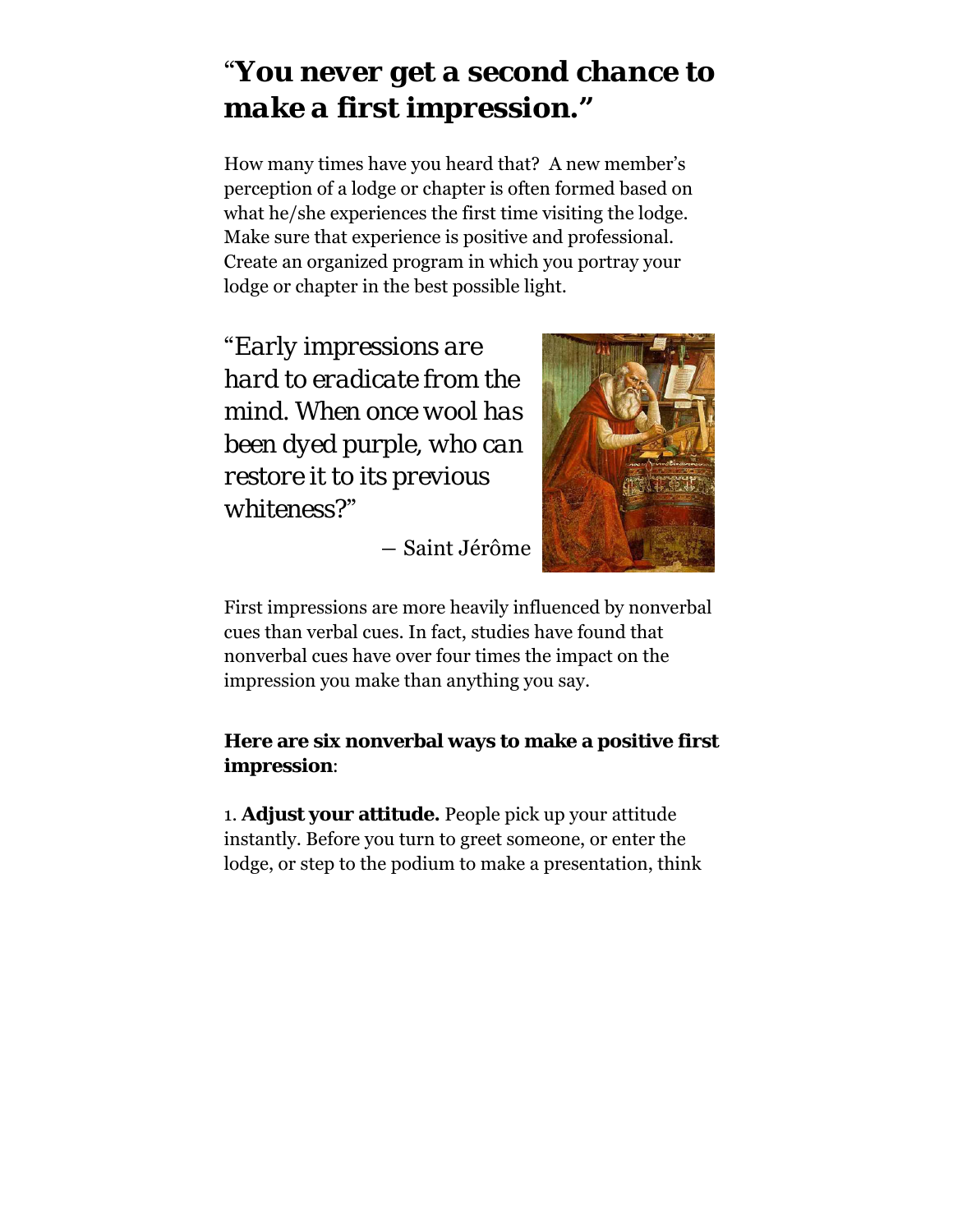# "*You never get a second chance to make a first impression.*"

How many times have you heard that? A new member's perception of a lodge or chapter is often formed based on what he/she experiences the first time visiting the lodge. Make sure that experience is positive and professional. Create an organized program in which you portray your lodge or chapter in the best possible light.

*"Early impressions are hard to eradicate from the mind. When once wool has been dyed purple, who can restore it to its previous whiteness?"*

― Saint Jérôme

First impressions are more heavily influenced by nonverbal cues than verbal cues. In fact, studies have found that nonverbal cues have over four times the impact on the impression you make than anything you say.

**Here are six nonverbal ways to make a positive first impression**:

1. **Adjust your attitude.** People pick up your attitude instantly. Before you turn to greet someone, or enter the lodge, or step to the podium to make a presentation, think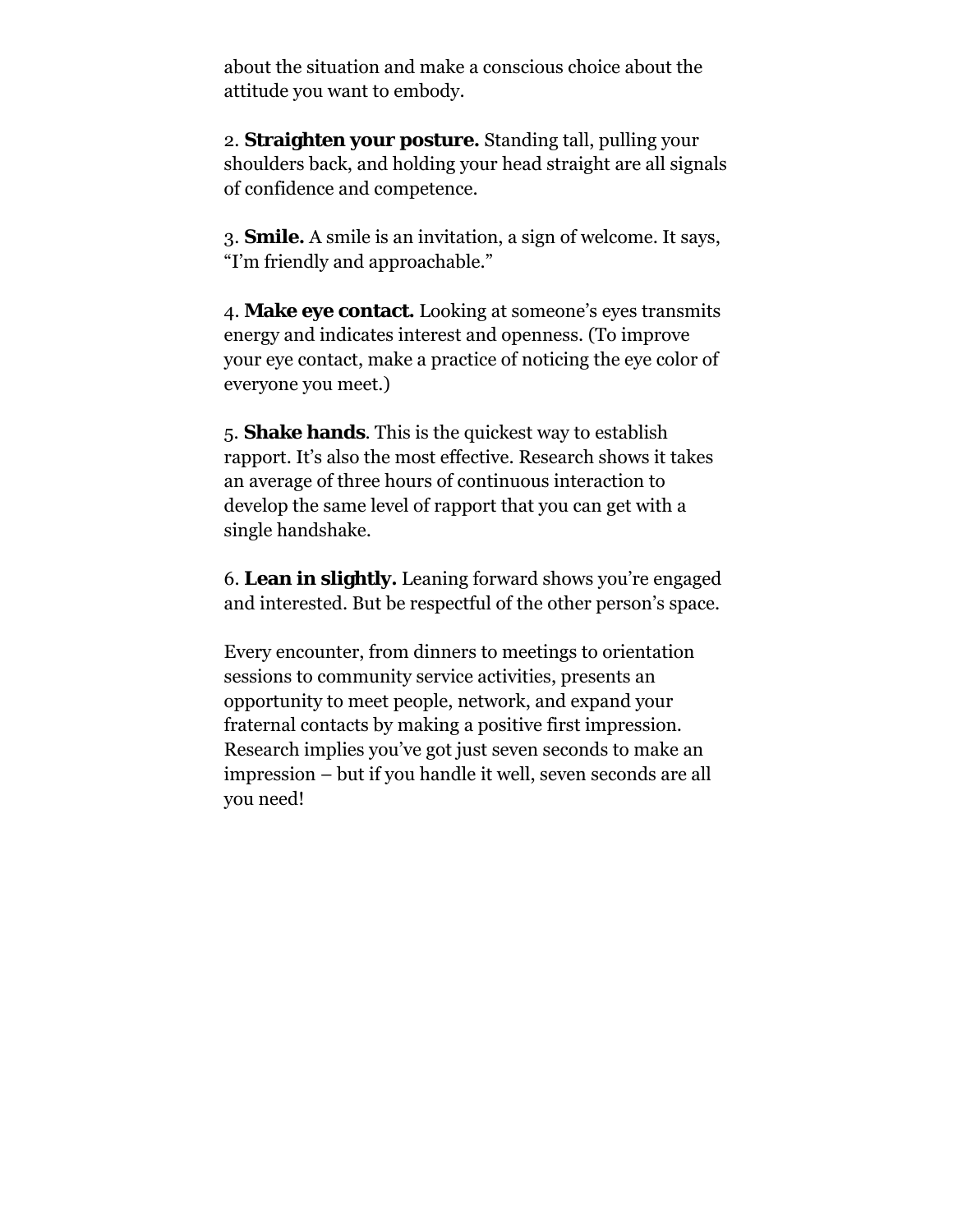about the situation and make a conscious choice about the attitude you want to embody.

2. **Straighten your posture.** Standing tall, pulling your shoulders back, and holding your head straight are all signals of confidence and competence.

3. **Smile.** A smile is an invitation, a sign of welcome. It says, "I'm friendly and approachable."

4. **Make eye contact.** Looking at someone's eyes transmits energy and indicates interest and openness. (To improve your eye contact, make a practice of noticing the eye color of everyone you meet.)

5. **Shake hands**. This is the quickest way to establish rapport. It's also the most effective. Research shows it takes an average of three hours of continuous interaction to develop the same level of rapport that you can get with a single handshake.

6. **Lean in slightly.** Leaning forward shows you're engaged and interested. But be respectful of the other person's space.

Every encounter, from dinners to meetings to orientation sessions to community service activities, presents an opportunity to meet people, network, and expand your fraternal contacts by making a positive first impression. Research implies you've got just seven seconds to make an impression – but if you handle it well, seven seconds are all you need!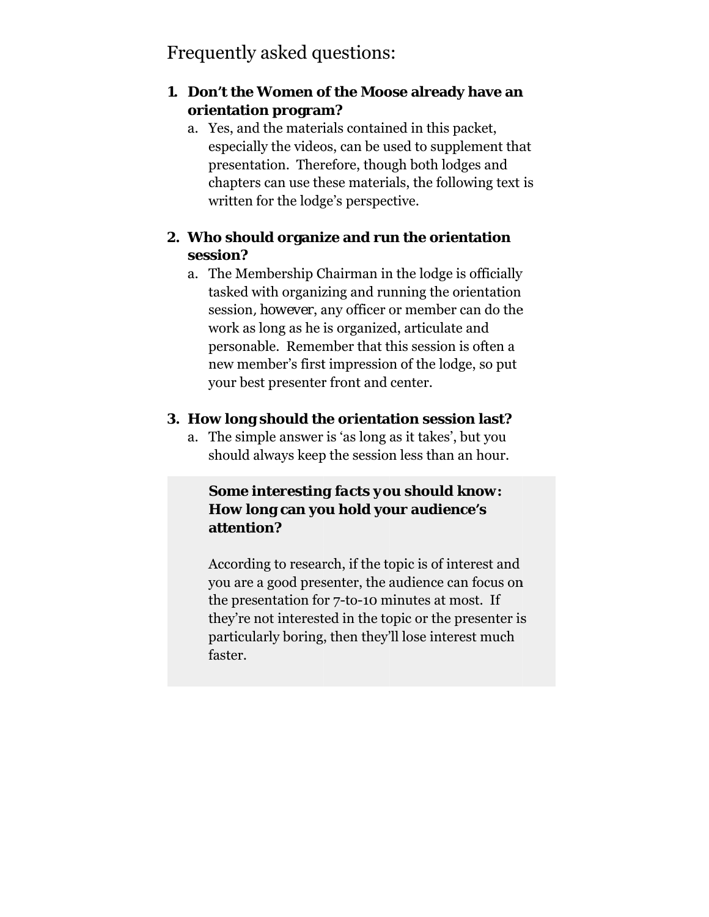# Frequently asked questions:

1. **Don't the Women of the Moose already have an orientation program?**
   a. Yes, and the materials contained in this packet, especially the videos, can be used to supplement that presentation. Therefore, though both lodges and chapters can use these materials, the following text is written for the lodge's perspective.

2. **Who should organize and run the orientation session?**
   a. The Membership Chairman in the lodge is officially tasked with organizing and running the orientation session, *however*, any officer or member can do the work as long as he is organized, articulate and personable. Remember that this session is often a new member's first impression of the lodge, so put your best presenter front and center.

3. **How long should the orientation session last?**
   a. The simple answer is 'as long as it takes', but you should always keep the session less than an hour.

> **Some interesting facts you should know: How long can you hold your audience's attention?**
>
> According to research, if the topic is of interest and you are a good presenter, the audience can focus on the presentation for 7-to-10 minutes at most. If they're not interested in the topic or the presenter is particularly boring, then they'll lose interest much faster.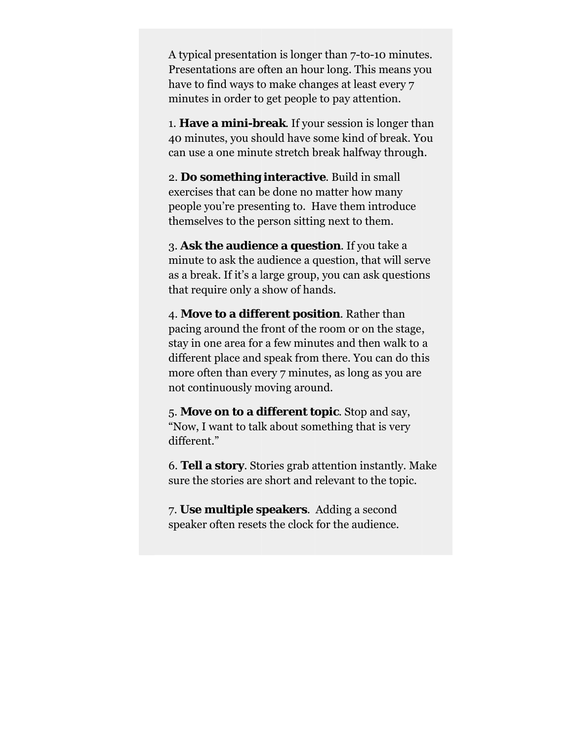A typical presentation is longer than 7-to-10 minutes. Presentations are often an hour long. This means you have to find ways to make changes at least every 7 minutes in order to get people to pay attention.

1. **Have a mini-break**. If your session is longer than 40 minutes, you should have some kind of break. You can use a one minute stretch break halfway through.

2. **Do something interactive**. Build in small exercises that can be done no matter how many people you're presenting to. Have them introduce themselves to the person sitting next to them.

3. **Ask the audience a question**. If you take a minute to ask the audience a question, that will serve as a break. If it's a large group, you can ask questions that require only a show of hands.

4. **Move to a different position**. Rather than pacing around the front of the room or on the stage, stay in one area for a few minutes and then walk to a different place and speak from there. You can do this more often than every 7 minutes, as long as you are not continuously moving around.

5. **Move on to a different topic**. Stop and say, "Now, I want to talk about something that is very different."

6. **Tell a story**. Stories grab attention instantly. Make sure the stories are short and relevant to the topic.

7. **Use multiple speakers**. Adding a second speaker often resets the clock for the audience.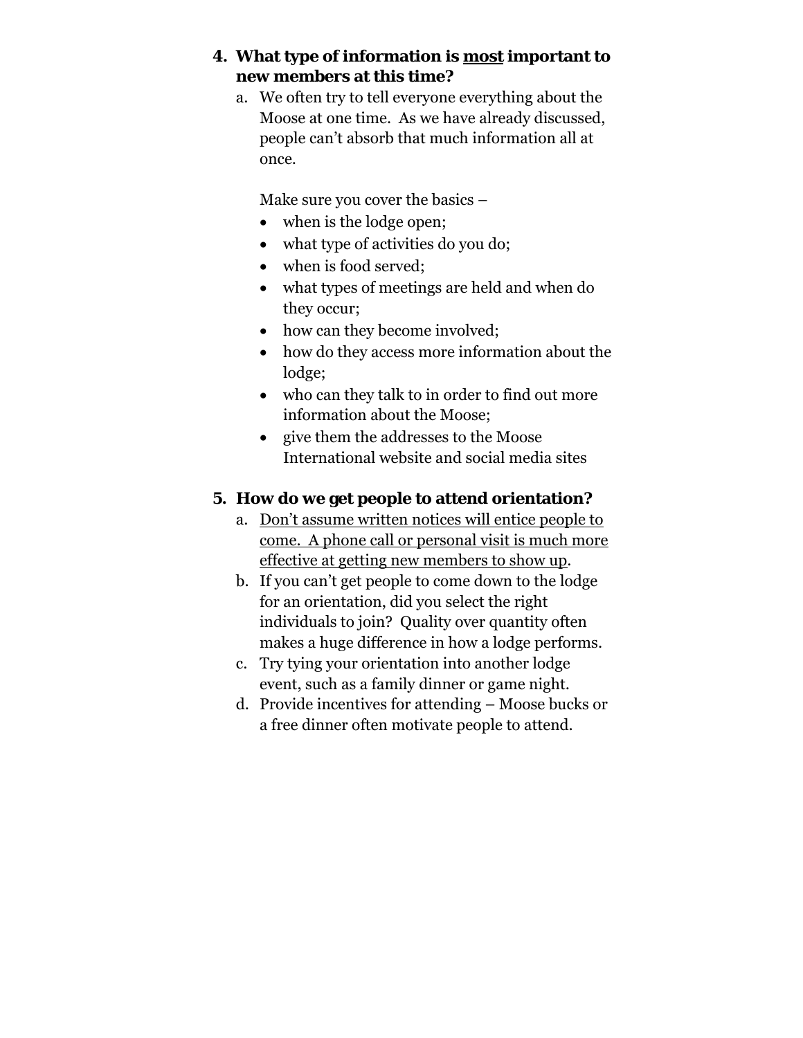4. **What type of information is <u>most</u> important to new members at this time?**
    a. We often try to tell everyone everything about the Moose at one time. As we have already discussed, people can't absorb that much information all at once.

       Make sure you cover the basics –

       - when is the lodge open;
       - what type of activities do you do;
       - when is food served;
       - what types of meetings are held and when do they occur;
       - how can they become involved;
       - how do they access more information about the lodge;
       - who can they talk to in order to find out more information about the Moose;
       - give them the addresses to the Moose International website and social media sites

5. **How do we get people to attend orientation?**
    a. <u>Don't assume written notices will entice people to come. A phone call or personal visit is much more effective at getting new members to show up</u>.
    b. If you can't get people to come down to the lodge for an orientation, did you select the right individuals to join? Quality over quantity often makes a huge difference in how a lodge performs.
    c. Try tying your orientation into another lodge event, such as a family dinner or game night.
    d. Provide incentives for attending – Moose bucks or a free dinner often motivate people to attend.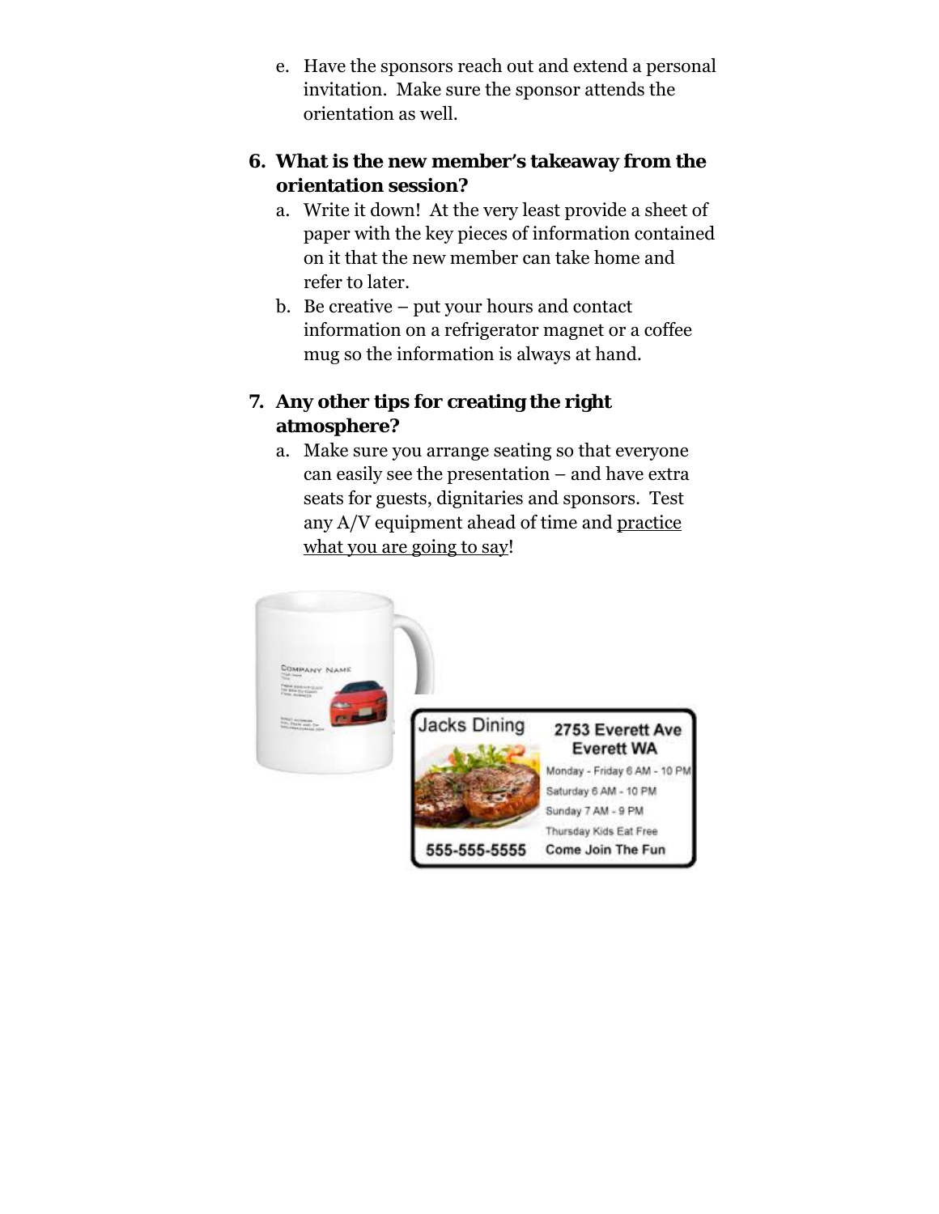e. Have the sponsors reach out and extend a personal invitation. Make sure the sponsor attends the orientation as well.

6. **What is the new member's takeaway from the orientation session?**
   a. Write it down! At the very least provide a sheet of paper with the key pieces of information contained on it that the new member can take home and refer to later.
   b. Be creative – put your hours and contact information on a refrigerator magnet or a coffee mug so the information is always at hand.

7. **Any other tips for creating the right atmosphere?**
   a. Make sure you arrange seating so that everyone can easily see the presentation – and have extra seats for guests, dignitaries and sponsors. Test any A/V equipment ahead of time and practice what you are going to say!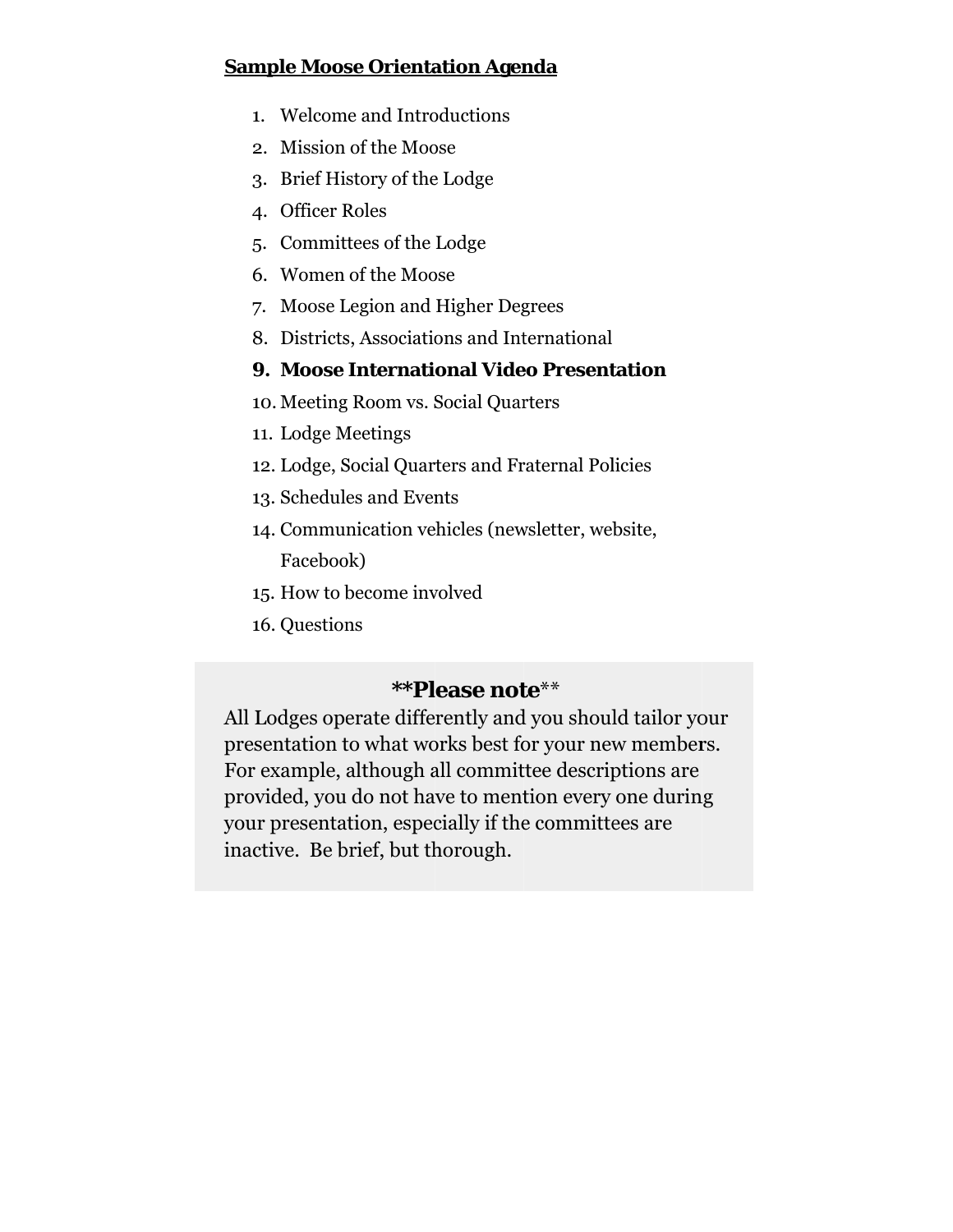**Sample Moose Orientation Agenda**

1. Welcome and Introductions
2. Mission of the Moose
3. Brief History of the Lodge
4. Officer Roles
5. Committees of the Lodge
6. Women of the Moose
7. Moose Legion and Higher Degrees
8. Districts, Associations and International
9. **Moose International Video Presentation**
10. Meeting Room vs. Social Quarters
11. Lodge Meetings
12. Lodge, Social Quarters and Fraternal Policies
13. Schedules and Events
14. Communication vehicles (newsletter, website, Facebook)
15. How to become involved
16. Questions

**\*\*Please note\*\***

All Lodges operate differently and you should tailor your presentation to what works best for your new members. For example, although all committee descriptions are provided, you do not have to mention every one during your presentation, especially if the committees are inactive. Be brief, but thorough.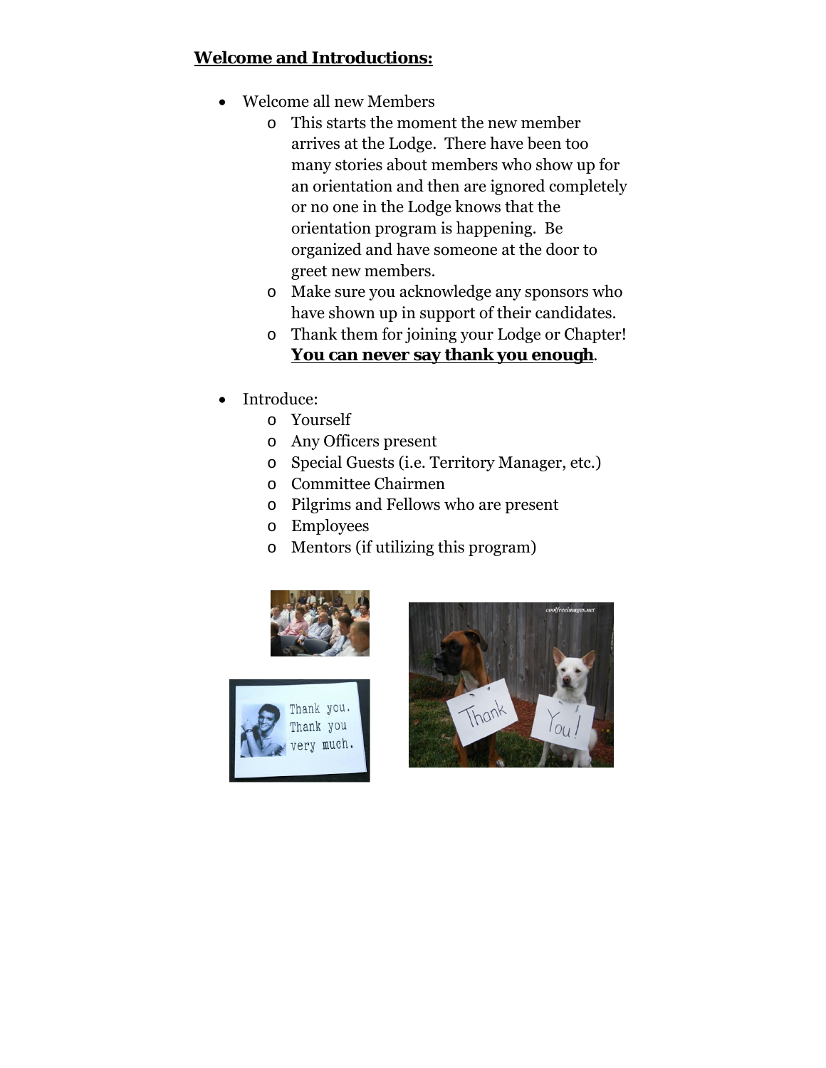**Welcome and Introductions:**

- Welcome all new Members
  - This starts the moment the new member arrives at the Lodge. There have been too many stories about members who show up for an orientation and then are ignored completely or no one in the Lodge knows that the orientation program is happening. Be organized and have someone at the door to greet new members.
  - Make sure you acknowledge any sponsors who have shown up in support of their candidates.
  - Thank them for joining your Lodge or Chapter! **You can never say thank you enough**.

- Introduce:
  - Yourself
  - Any Officers present
  - Special Guests (i.e. Territory Manager, etc.)
  - Committee Chairmen
  - Pilgrims and Fellows who are present
  - Employees
  - Mentors (if utilizing this program)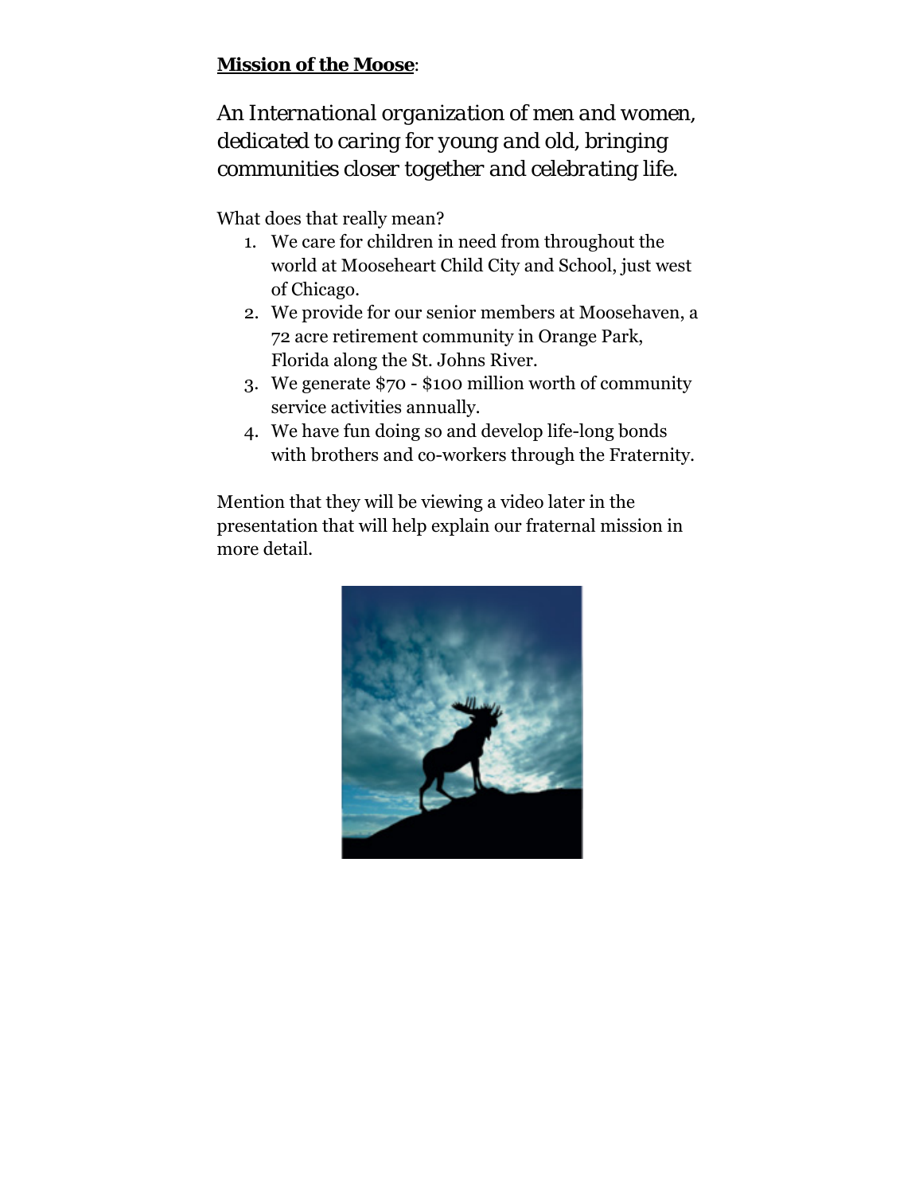**Mission of the Moose**:

*An International organization of men and women, dedicated to caring for young and old, bringing communities closer together and celebrating life.*

What does that really mean?

1. We care for children in need from throughout the world at Mooseheart Child City and School, just west of Chicago.
2. We provide for our senior members at Moosehaven, a 72 acre retirement community in Orange Park, Florida along the St. Johns River.
3. We generate $70 - $100 million worth of community service activities annually.
4. We have fun doing so and develop life-long bonds with brothers and co-workers through the Fraternity.

Mention that they will be viewing a video later in the presentation that will help explain our fraternal mission in more detail.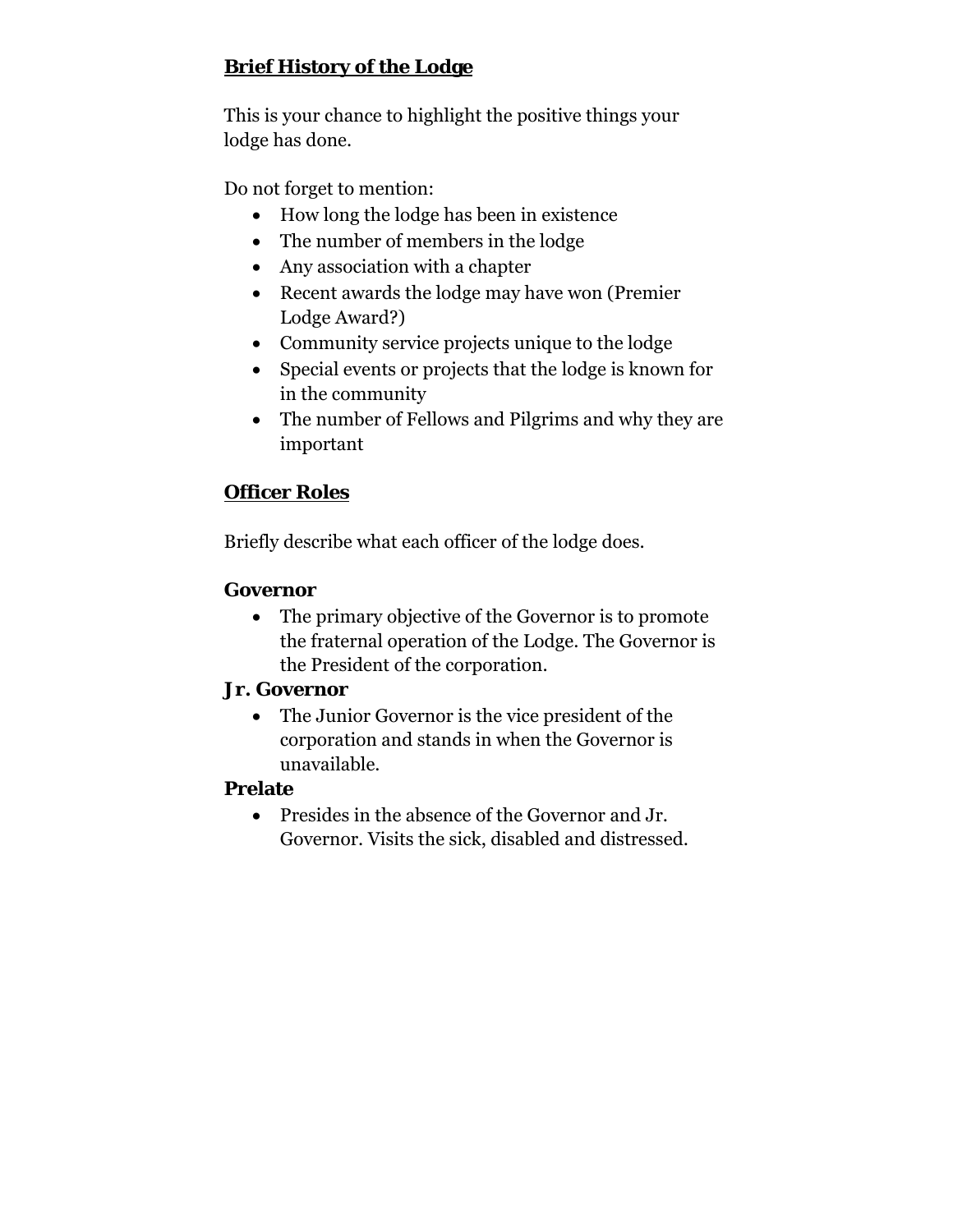## Brief History of the Lodge

This is your chance to highlight the positive things your lodge has done.

Do not forget to mention:

- How long the lodge has been in existence
- The number of members in the lodge
- Any association with a chapter
- Recent awards the lodge may have won (Premier Lodge Award?)
- Community service projects unique to the lodge
- Special events or projects that the lodge is known for in the community
- The number of Fellows and Pilgrims and why they are important

## Officer Roles

Briefly describe what each officer of the lodge does.

### Governor

- The primary objective of the Governor is to promote the fraternal operation of the Lodge. The Governor is the President of the corporation.

### Jr. Governor

- The Junior Governor is the vice president of the corporation and stands in when the Governor is unavailable.

### Prelate

- Presides in the absence of the Governor and Jr. Governor. Visits the sick, disabled and distressed.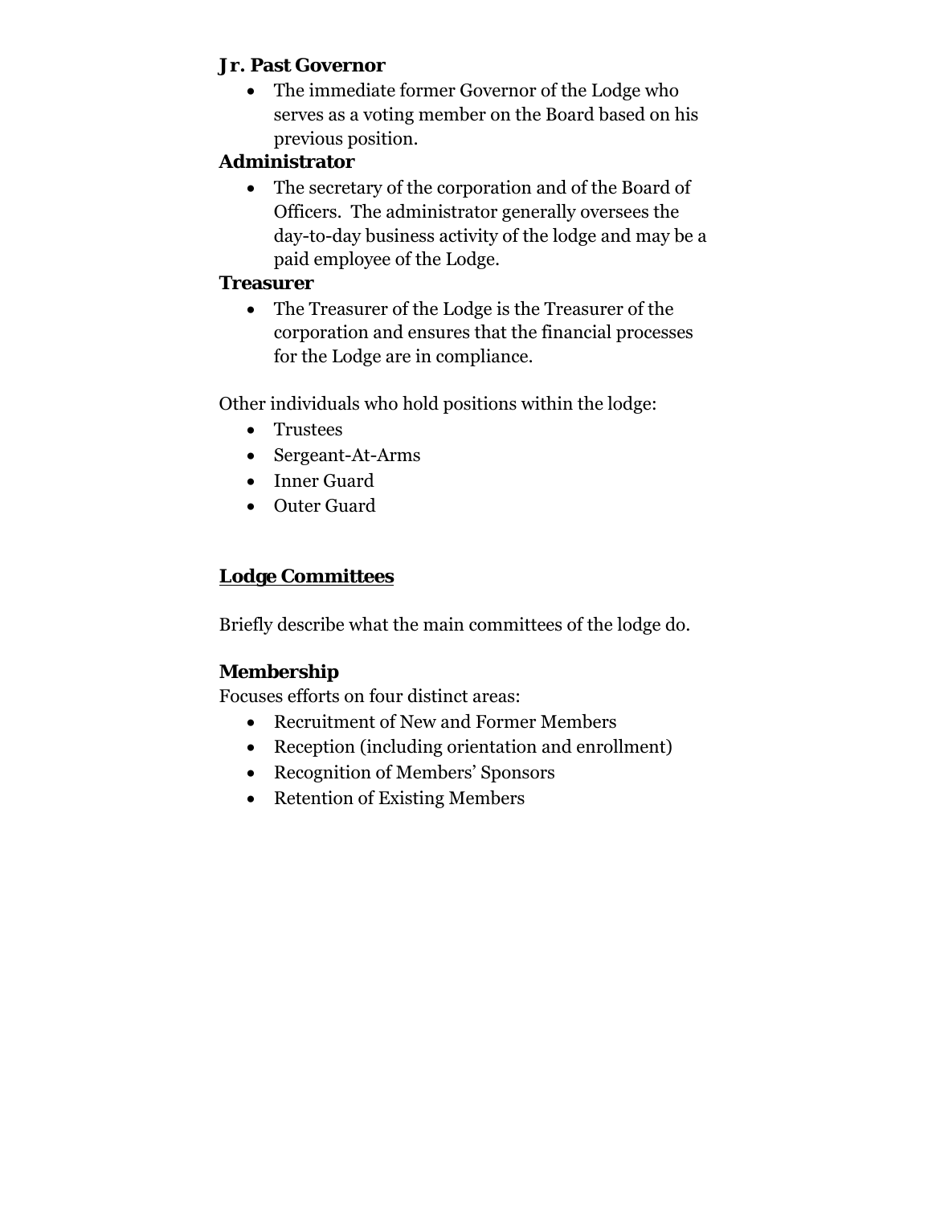**Jr. Past Governor**

- The immediate former Governor of the Lodge who serves as a voting member on the Board based on his previous position.

**Administrator**

- The secretary of the corporation and of the Board of Officers. The administrator generally oversees the day-to-day business activity of the lodge and may be a paid employee of the Lodge.

**Treasurer**

- The Treasurer of the Lodge is the Treasurer of the corporation and ensures that the financial processes for the Lodge are in compliance.

Other individuals who hold positions within the lodge:

- Trustees
- Sergeant-At-Arms
- Inner Guard
- Outer Guard

## **Lodge Committees**

Briefly describe what the main committees of the lodge do.

**Membership**

Focuses efforts on four distinct areas:

- Recruitment of New and Former Members
- Reception (including orientation and enrollment)
- Recognition of Members' Sponsors
- Retention of Existing Members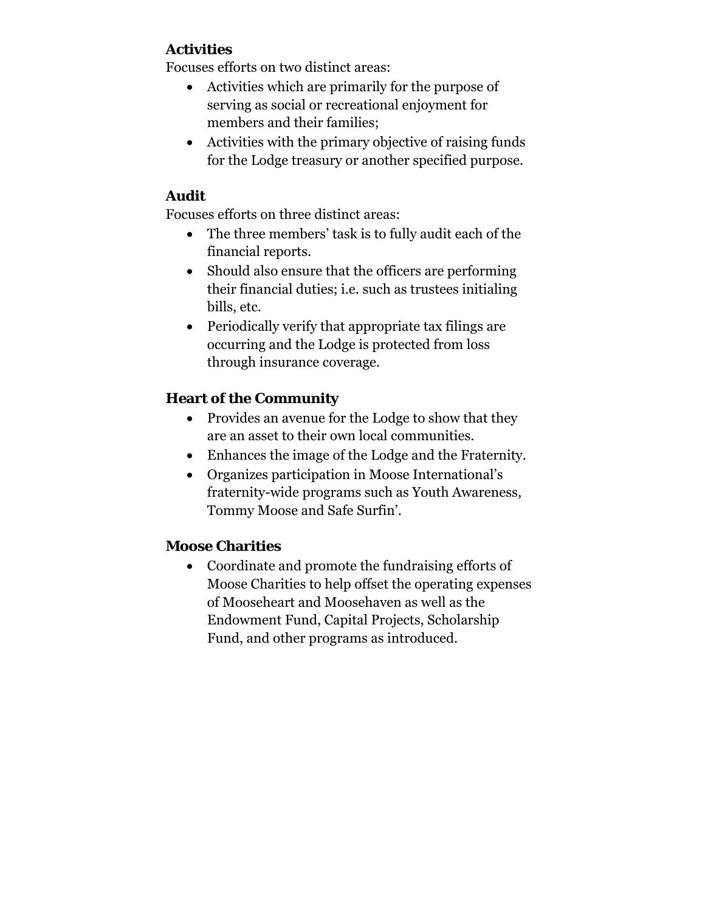**Activities**

Focuses efforts on two distinct areas:

- Activities which are primarily for the purpose of serving as social or recreational enjoyment for members and their families;
- Activities with the primary objective of raising funds for the Lodge treasury or another specified purpose.

**Audit**

Focuses efforts on three distinct areas:

- The three members' task is to fully audit each of the financial reports.
- Should also ensure that the officers are performing their financial duties; i.e. such as trustees initialing bills, etc.
- Periodically verify that appropriate tax filings are occurring and the Lodge is protected from loss through insurance coverage.

**Heart of the Community**

- Provides an avenue for the Lodge to show that they are an asset to their own local communities.
- Enhances the image of the Lodge and the Fraternity.
- Organizes participation in Moose International's fraternity-wide programs such as Youth Awareness, Tommy Moose and Safe Surfin'.

**Moose Charities**

- Coordinate and promote the fundraising efforts of Moose Charities to help offset the operating expenses of Mooseheart and Moosehaven as well as the Endowment Fund, Capital Projects, Scholarship Fund, and other programs as introduced.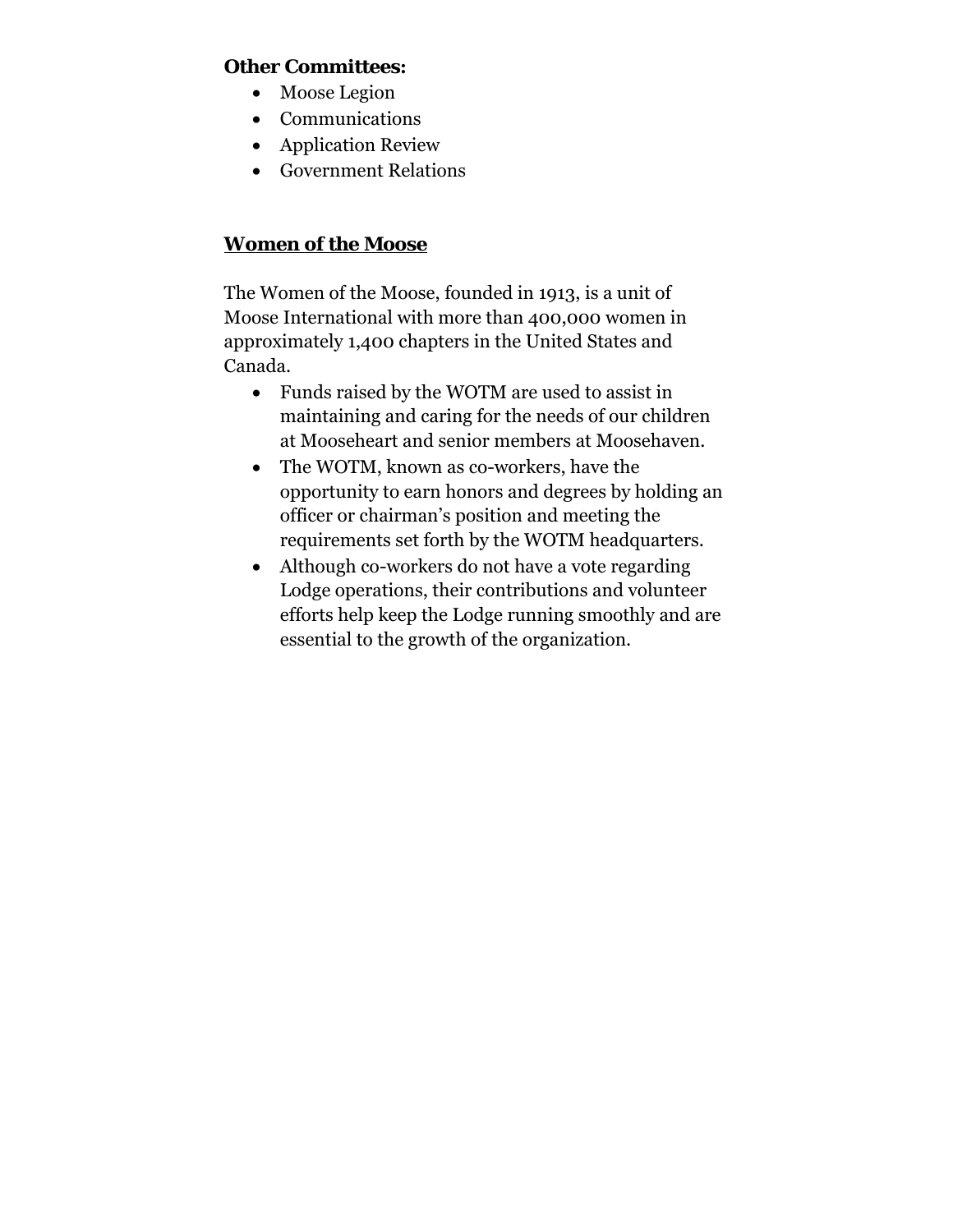**Other Committees:**

- Moose Legion
- Communications
- Application Review
- Government Relations

## Women of the Moose

The Women of the Moose, founded in 1913, is a unit of Moose International with more than 400,000 women in approximately 1,400 chapters in the United States and Canada.

- Funds raised by the WOTM are used to assist in maintaining and caring for the needs of our children at Mooseheart and senior members at Moosehaven.
- The WOTM, known as co-workers, have the opportunity to earn honors and degrees by holding an officer or chairman's position and meeting the requirements set forth by the WOTM headquarters.
- Although co-workers do not have a vote regarding Lodge operations, their contributions and volunteer efforts help keep the Lodge running smoothly and are essential to the growth of the organization.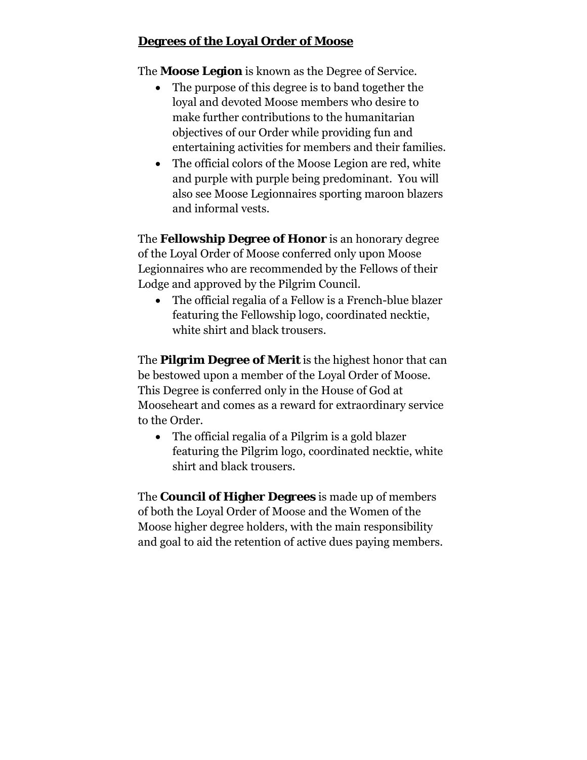## **Degrees of the Loyal Order of Moose**

The **Moose Legion** is known as the Degree of Service.

- The purpose of this degree is to band together the loyal and devoted Moose members who desire to make further contributions to the humanitarian objectives of our Order while providing fun and entertaining activities for members and their families.
- The official colors of the Moose Legion are red, white and purple with purple being predominant. You will also see Moose Legionnaires sporting maroon blazers and informal vests.

The **Fellowship Degree of Honor** is an honorary degree of the Loyal Order of Moose conferred only upon Moose Legionnaires who are recommended by the Fellows of their Lodge and approved by the Pilgrim Council.

- The official regalia of a Fellow is a French-blue blazer featuring the Fellowship logo, coordinated necktie, white shirt and black trousers.

The **Pilgrim Degree of Merit** is the highest honor that can be bestowed upon a member of the Loyal Order of Moose. This Degree is conferred only in the House of God at Mooseheart and comes as a reward for extraordinary service to the Order.

- The official regalia of a Pilgrim is a gold blazer featuring the Pilgrim logo, coordinated necktie, white shirt and black trousers.

The **Council of Higher Degrees** is made up of members of both the Loyal Order of Moose and the Women of the Moose higher degree holders, with the main responsibility and goal to aid the retention of active dues paying members.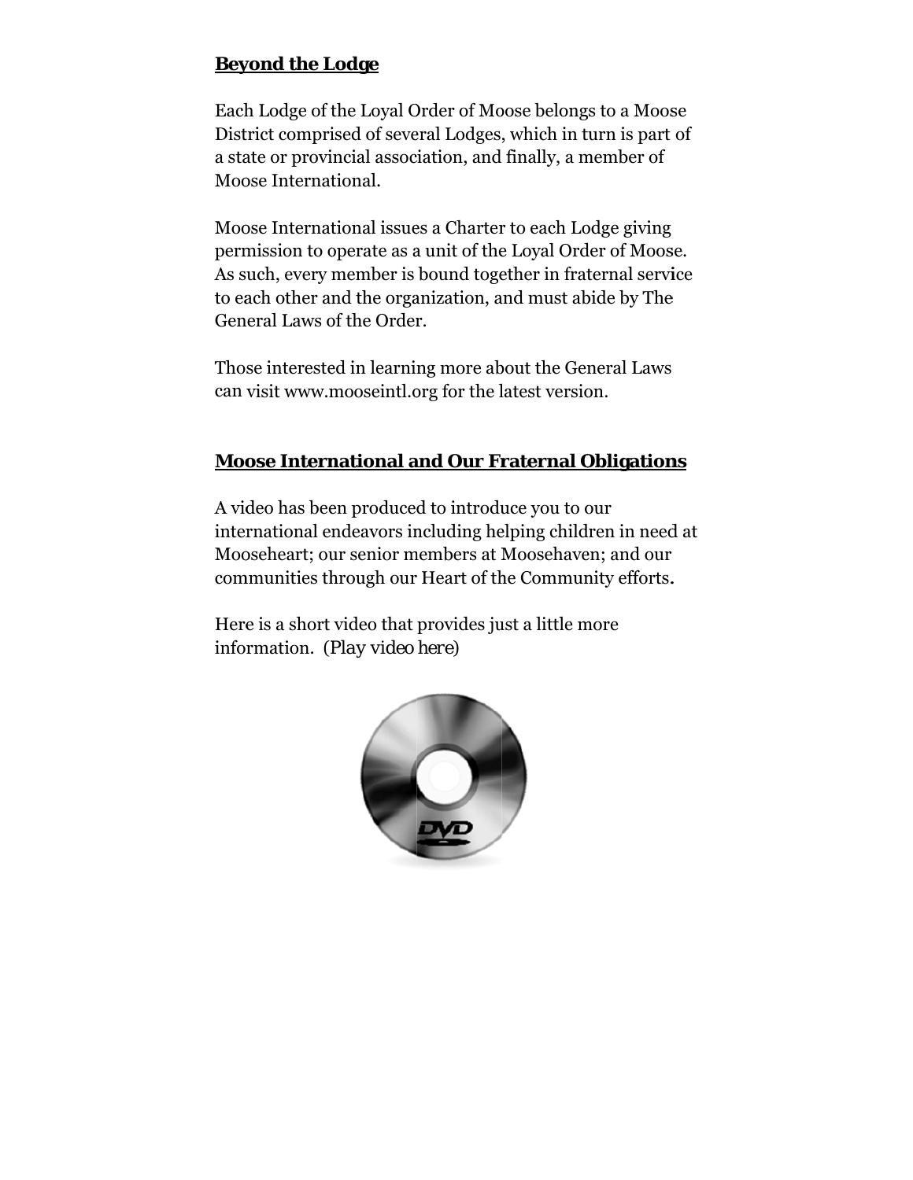## Beyond the Lodge

Each Lodge of the Loyal Order of Moose belongs to a Moose District comprised of several Lodges, which in turn is part of a state or provincial association, and finally, a member of Moose International.

Moose International issues a Charter to each Lodge giving permission to operate as a unit of the Loyal Order of Moose. As such, every member is bound together in fraternal service to each other and the organization, and must abide by The General Laws of the Order.

Those interested in learning more about the General Laws can visit www.mooseintl.org for the latest version.

## Moose International and Our Fraternal Obligations

A video has been produced to introduce you to our international endeavors including helping children in need at Mooseheart; our senior members at Moosehaven; and our communities through our Heart of the Community efforts.

Here is a short video that provides just a little more information. *(Play video here)*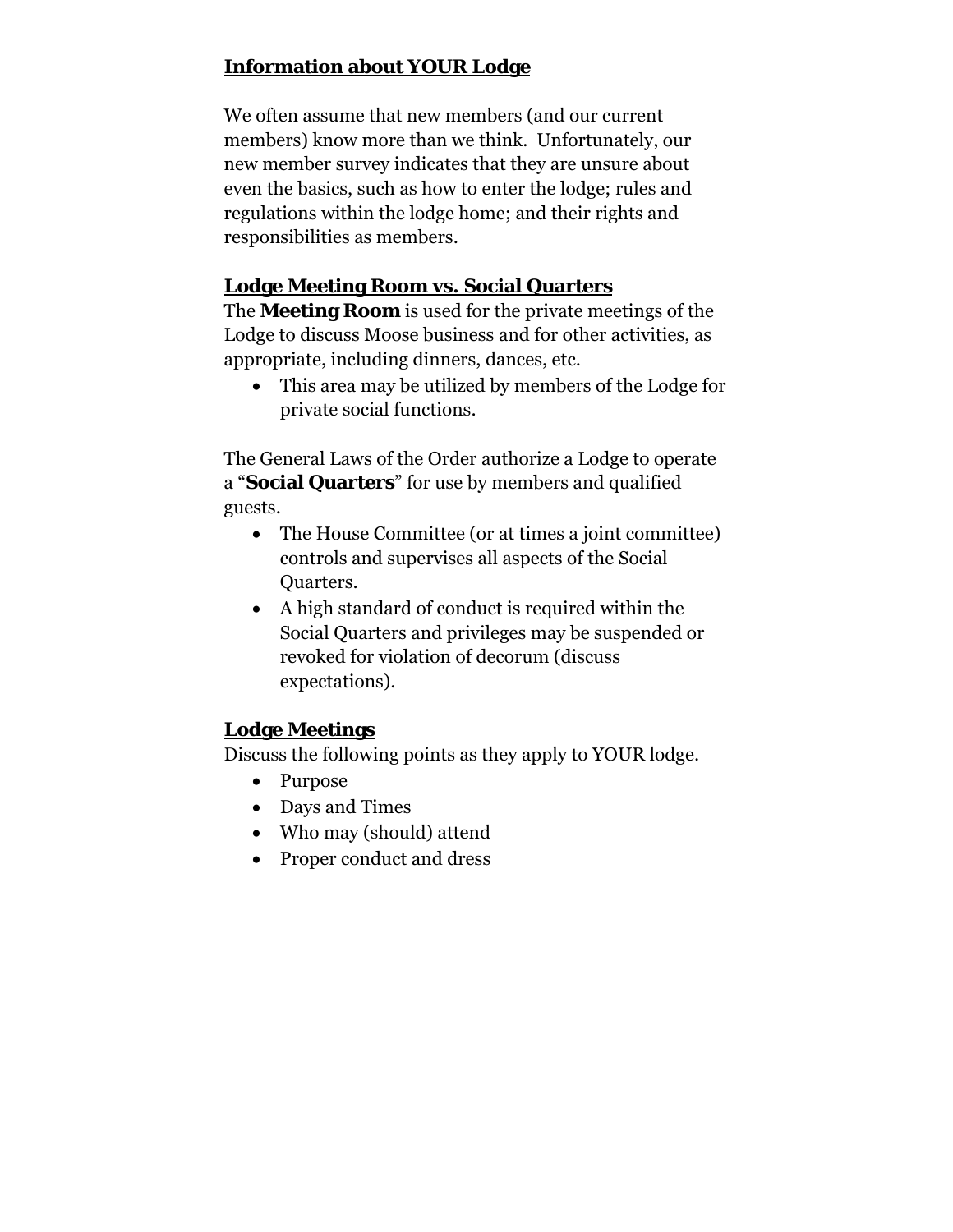## Information about YOUR Lodge

We often assume that new members (and our current members) know more than we think. Unfortunately, our new member survey indicates that they are unsure about even the basics, such as how to enter the lodge; rules and regulations within the lodge home; and their rights and responsibilities as members.

## Lodge Meeting Room vs. Social Quarters

The **Meeting Room** is used for the private meetings of the Lodge to discuss Moose business and for other activities, as appropriate, including dinners, dances, etc.

- This area may be utilized by members of the Lodge for private social functions.

The General Laws of the Order authorize a Lodge to operate a "**Social Quarters**" for use by members and qualified guests.

- The House Committee (or at times a joint committee) controls and supervises all aspects of the Social Quarters.
- A high standard of conduct is required within the Social Quarters and privileges may be suspended or revoked for violation of decorum (discuss expectations).

## Lodge Meetings

Discuss the following points as they apply to YOUR lodge.

- Purpose
- Days and Times
- Who may (should) attend
- Proper conduct and dress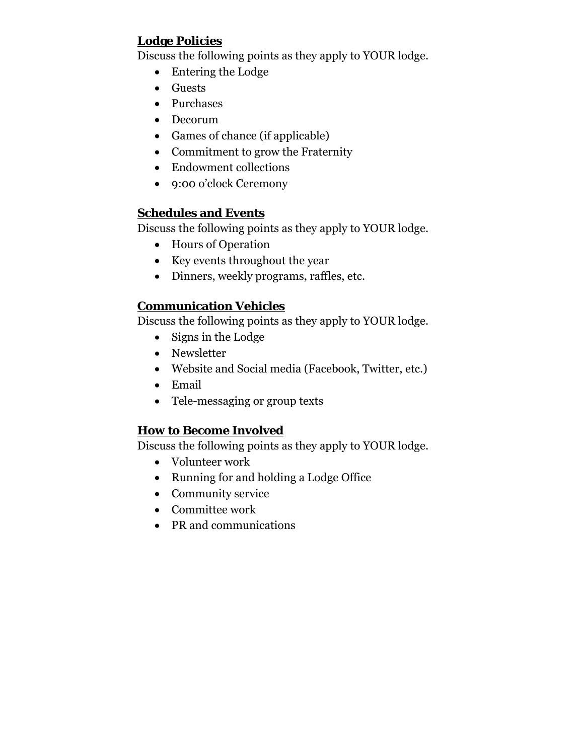## Lodge Policies

Discuss the following points as they apply to YOUR lodge.

- Entering the Lodge
- Guests
- Purchases
- Decorum
- Games of chance (if applicable)
- Commitment to grow the Fraternity
- Endowment collections
- 9:00 o'clock Ceremony

## Schedules and Events

Discuss the following points as they apply to YOUR lodge.

- Hours of Operation
- Key events throughout the year
- Dinners, weekly programs, raffles, etc.

## Communication Vehicles

Discuss the following points as they apply to YOUR lodge.

- Signs in the Lodge
- Newsletter
- Website and Social media (Facebook, Twitter, etc.)
- Email
- Tele-messaging or group texts

## How to Become Involved

Discuss the following points as they apply to YOUR lodge.

- Volunteer work
- Running for and holding a Lodge Office
- Community service
- Committee work
- PR and communications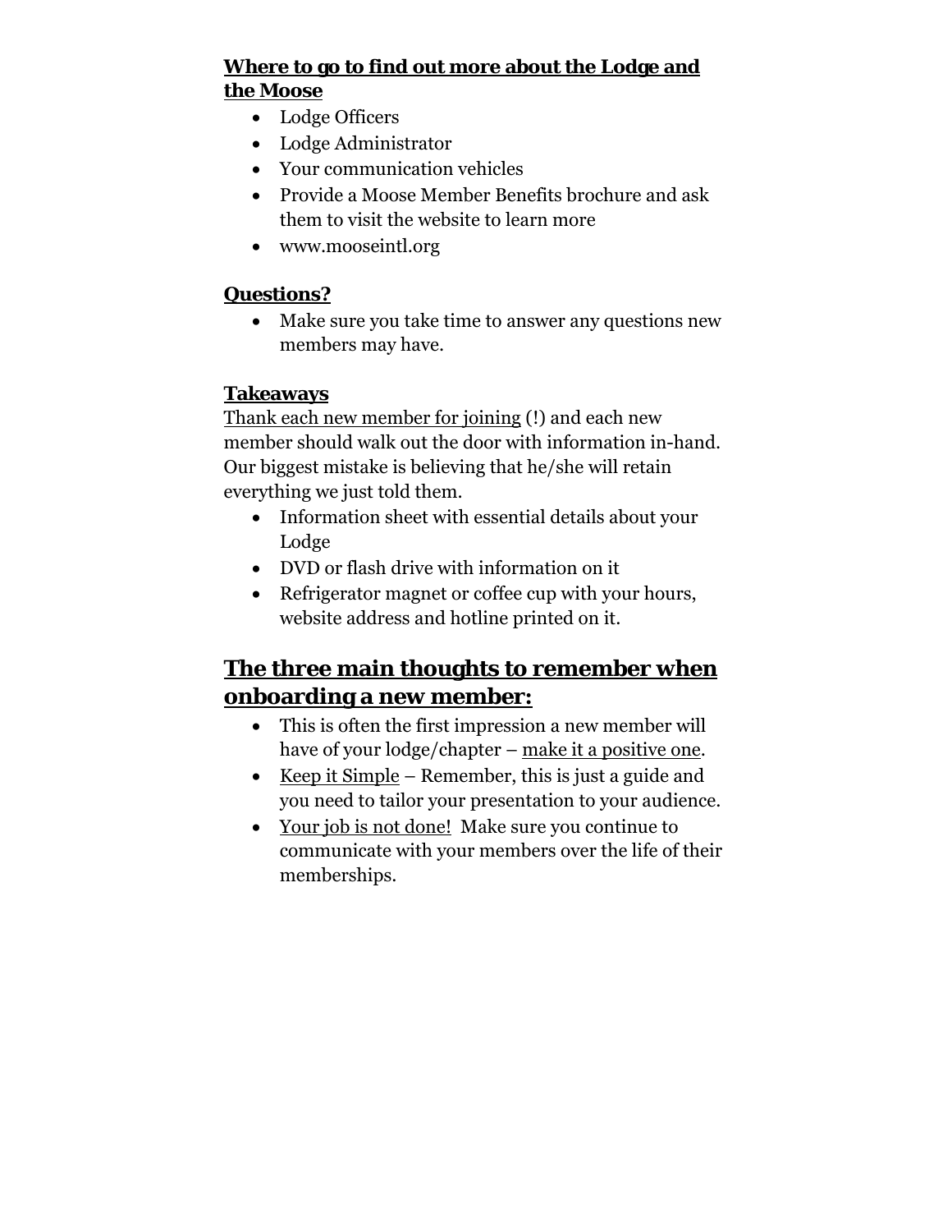**Where to go to find out more about the Lodge and the Moose**

- Lodge Officers
- Lodge Administrator
- Your communication vehicles
- Provide a Moose Member Benefits brochure and ask them to visit the website to learn more
- www.mooseintl.org

**Questions?**

- Make sure you take time to answer any questions new members may have.

**Takeaways**

Thank each new member for joining (!) and each new member should walk out the door with information in-hand. Our biggest mistake is believing that he/she will retain everything we just told them.

- Information sheet with essential details about your Lodge
- DVD or flash drive with information on it
- Refrigerator magnet or coffee cup with your hours, website address and hotline printed on it.

## The three main thoughts to remember when onboarding a new member:

- This is often the first impression a new member will have of your lodge/chapter – make it a positive one.
- Keep it Simple – Remember, this is just a guide and you need to tailor your presentation to your audience.
- Your job is not done! Make sure you continue to communicate with your members over the life of their memberships.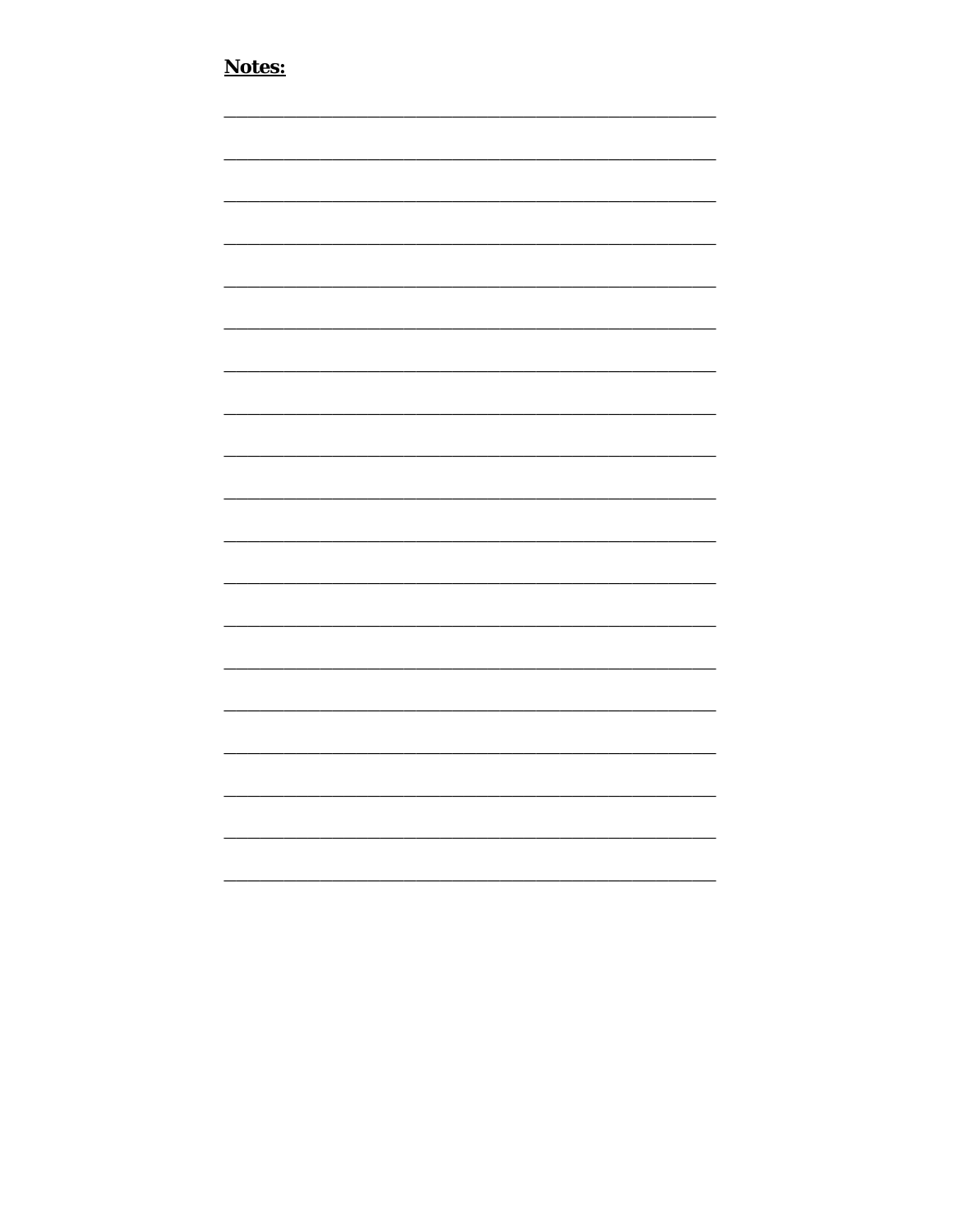**Notes:**

_______________________________________________

_______________________________________________

_______________________________________________

_______________________________________________

_______________________________________________

_______________________________________________

_______________________________________________

_______________________________________________

_______________________________________________

_______________________________________________

_______________________________________________

_______________________________________________

_______________________________________________

_______________________________________________

_______________________________________________

_______________________________________________

_______________________________________________

_______________________________________________

_______________________________________________